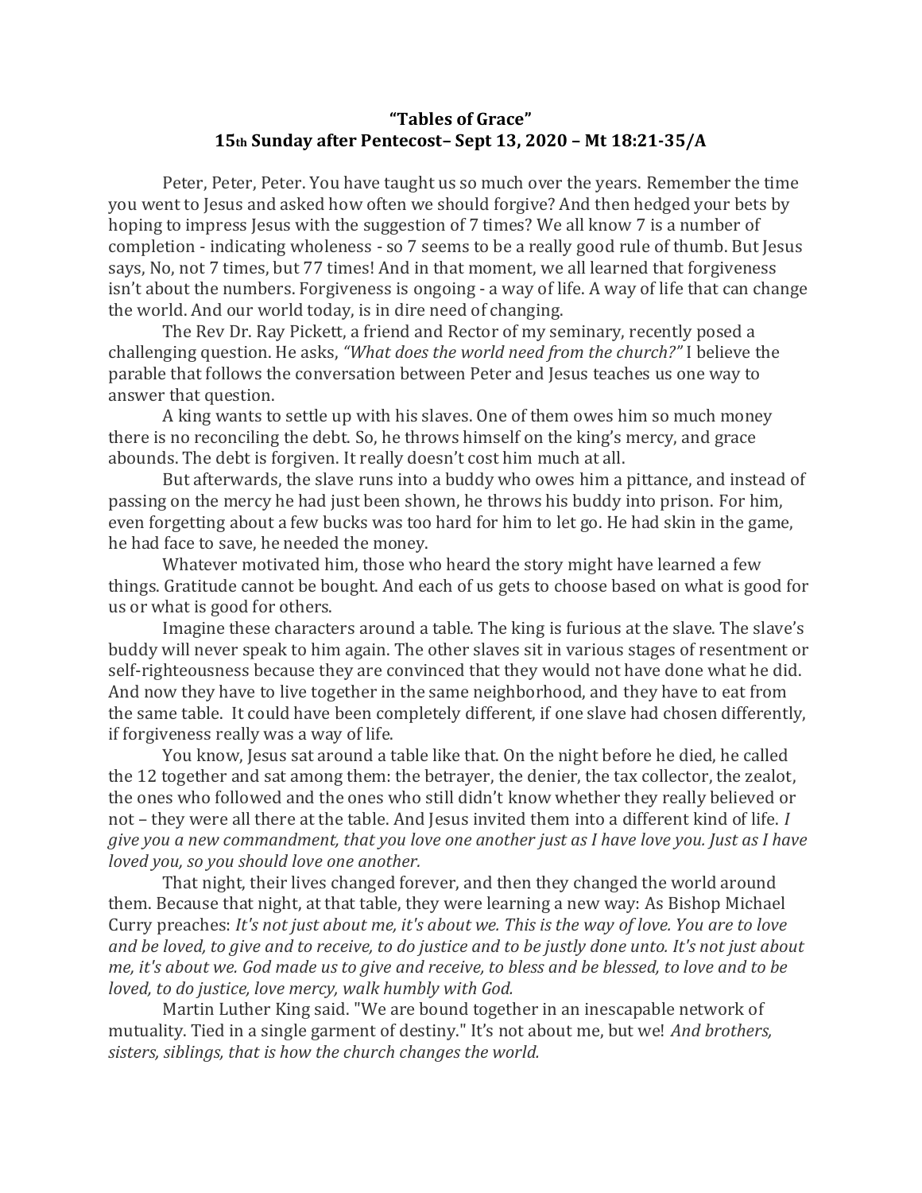# "Tables of Grace"
## 15th Sunday after Pentecost– Sept 13, 2020 – Mt 18:21-35/A

Peter, Peter, Peter. You have taught us so much over the years. Remember the time you went to Jesus and asked how often we should forgive? And then hedged your bets by hoping to impress Jesus with the suggestion of 7 times? We all know 7 is a number of completion - indicating wholeness - so 7 seems to be a really good rule of thumb. But Jesus says, No, not 7 times, but 77 times! And in that moment, we all learned that forgiveness isn't about the numbers. Forgiveness is ongoing - a way of life. A way of life that can change the world. And our world today, is in dire need of changing.

The Rev Dr. Ray Pickett, a friend and Rector of my seminary, recently posed a challenging question. He asks, *"What does the world need from the church?"* I believe the parable that follows the conversation between Peter and Jesus teaches us one way to answer that question.

A king wants to settle up with his slaves. One of them owes him so much money there is no reconciling the debt. So, he throws himself on the king's mercy, and grace abounds. The debt is forgiven. It really doesn't cost him much at all.

But afterwards, the slave runs into a buddy who owes him a pittance, and instead of passing on the mercy he had just been shown, he throws his buddy into prison. For him, even forgetting about a few bucks was too hard for him to let go. He had skin in the game, he had face to save, he needed the money.

Whatever motivated him, those who heard the story might have learned a few things. Gratitude cannot be bought. And each of us gets to choose based on what is good for us or what is good for others.

Imagine these characters around a table. The king is furious at the slave. The slave's buddy will never speak to him again. The other slaves sit in various stages of resentment or self-righteousness because they are convinced that they would not have done what he did. And now they have to live together in the same neighborhood, and they have to eat from the same table. It could have been completely different, if one slave had chosen differently, if forgiveness really was a way of life.

You know, Jesus sat around a table like that. On the night before he died, he called the 12 together and sat among them: the betrayer, the denier, the tax collector, the zealot, the ones who followed and the ones who still didn't know whether they really believed or not – they were all there at the table. And Jesus invited them into a different kind of life. *I give you a new commandment, that you love one another just as I have love you. Just as I have loved you, so you should love one another.*

That night, their lives changed forever, and then they changed the world around them. Because that night, at that table, they were learning a new way: As Bishop Michael Curry preaches: *It's not just about me, it's about we. This is the way of love. You are to love and be loved, to give and to receive, to do justice and to be justly done unto. It's not just about me, it's about we. God made us to give and receive, to bless and be blessed, to love and to be loved, to do justice, love mercy, walk humbly with God.*

Martin Luther King said. "We are bound together in an inescapable network of mutuality. Tied in a single garment of destiny." It's not about me, but we! *And brothers, sisters, siblings, that is how the church changes the world.*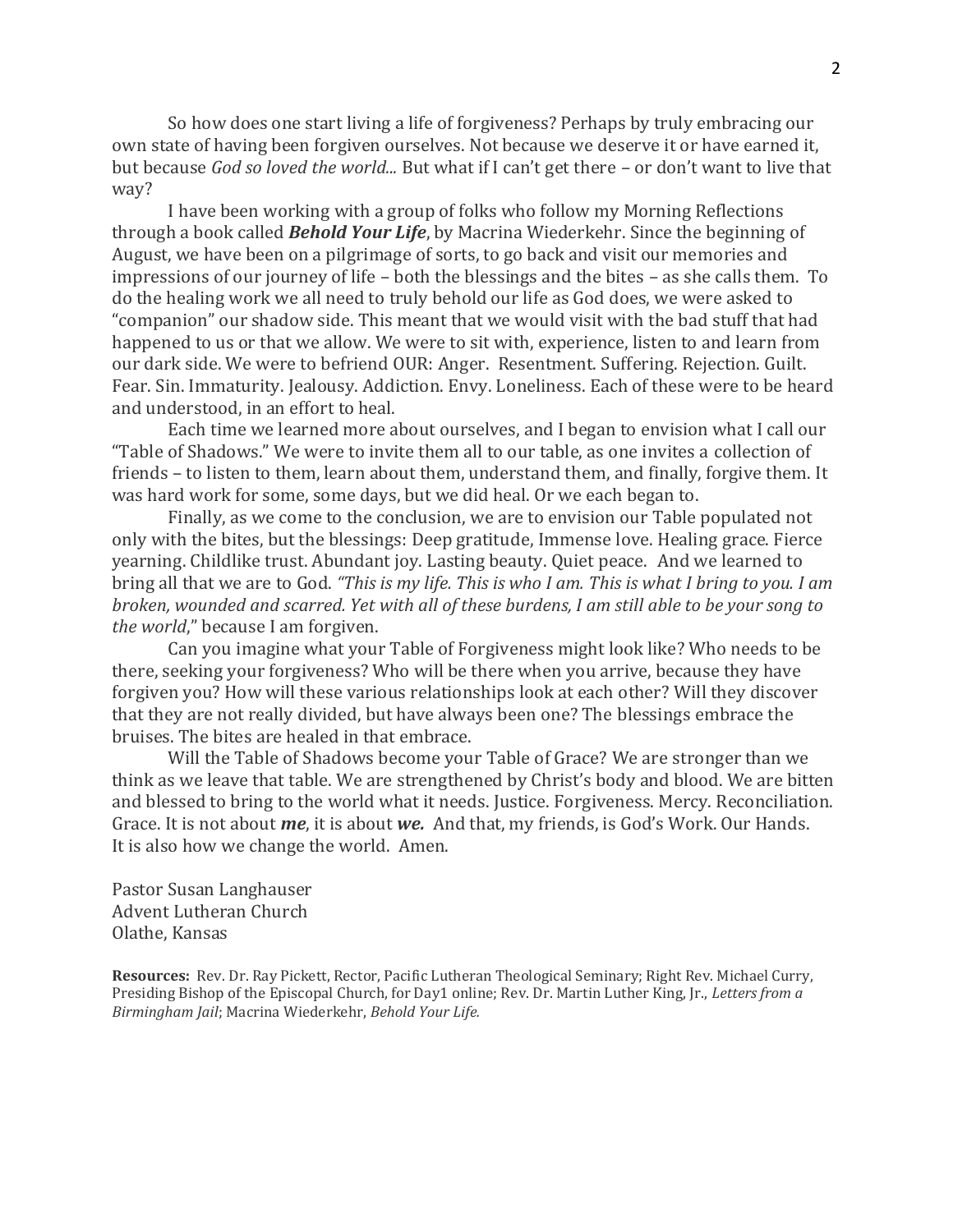So how does one start living a life of forgiveness? Perhaps by truly embracing our own state of having been forgiven ourselves. Not because we deserve it or have earned it, but because *God so loved the world...* But what if I can't get there – or don't want to live that way?

I have been working with a group of folks who follow my Morning Reflections through a book called ***Behold Your Life***, by Macrina Wiederkehr. Since the beginning of August, we have been on a pilgrimage of sorts, to go back and visit our memories and impressions of our journey of life – both the blessings and the bites – as she calls them. To do the healing work we all need to truly behold our life as God does, we were asked to "companion" our shadow side. This meant that we would visit with the bad stuff that had happened to us or that we allow. We were to sit with, experience, listen to and learn from our dark side. We were to befriend OUR: Anger. Resentment. Suffering. Rejection. Guilt. Fear. Sin. Immaturity. Jealousy. Addiction. Envy. Loneliness. Each of these were to be heard and understood, in an effort to heal.

Each time we learned more about ourselves, and I began to envision what I call our "Table of Shadows." We were to invite them all to our table, as one invites a collection of friends – to listen to them, learn about them, understand them, and finally, forgive them. It was hard work for some, some days, but we did heal. Or we each began to.

Finally, as we come to the conclusion, we are to envision our Table populated not only with the bites, but the blessings: Deep gratitude, Immense love. Healing grace. Fierce yearning. Childlike trust. Abundant joy. Lasting beauty. Quiet peace. And we learned to bring all that we are to God. *"This is my life. This is who I am. This is what I bring to you. I am broken, wounded and scarred. Yet with all of these burdens, I am still able to be your song to the world*," because I am forgiven.

Can you imagine what your Table of Forgiveness might look like? Who needs to be there, seeking your forgiveness? Who will be there when you arrive, because they have forgiven you? How will these various relationships look at each other? Will they discover that they are not really divided, but have always been one? The blessings embrace the bruises. The bites are healed in that embrace.

Will the Table of Shadows become your Table of Grace? We are stronger than we think as we leave that table. We are strengthened by Christ's body and blood. We are bitten and blessed to bring to the world what it needs. Justice. Forgiveness. Mercy. Reconciliation. Grace. It is not about ***me***, it is about ***we.*** And that, my friends, is God's Work. Our Hands. It is also how we change the world. Amen.

Pastor Susan Langhauser
Advent Lutheran Church
Olathe, Kansas

**Resources:** Rev. Dr. Ray Pickett, Rector, Pacific Lutheran Theological Seminary; Right Rev. Michael Curry, Presiding Bishop of the Episcopal Church, for Day1 online; Rev. Dr. Martin Luther King, Jr., *Letters from a Birmingham Jail*; Macrina Wiederkehr, *Behold Your Life.*